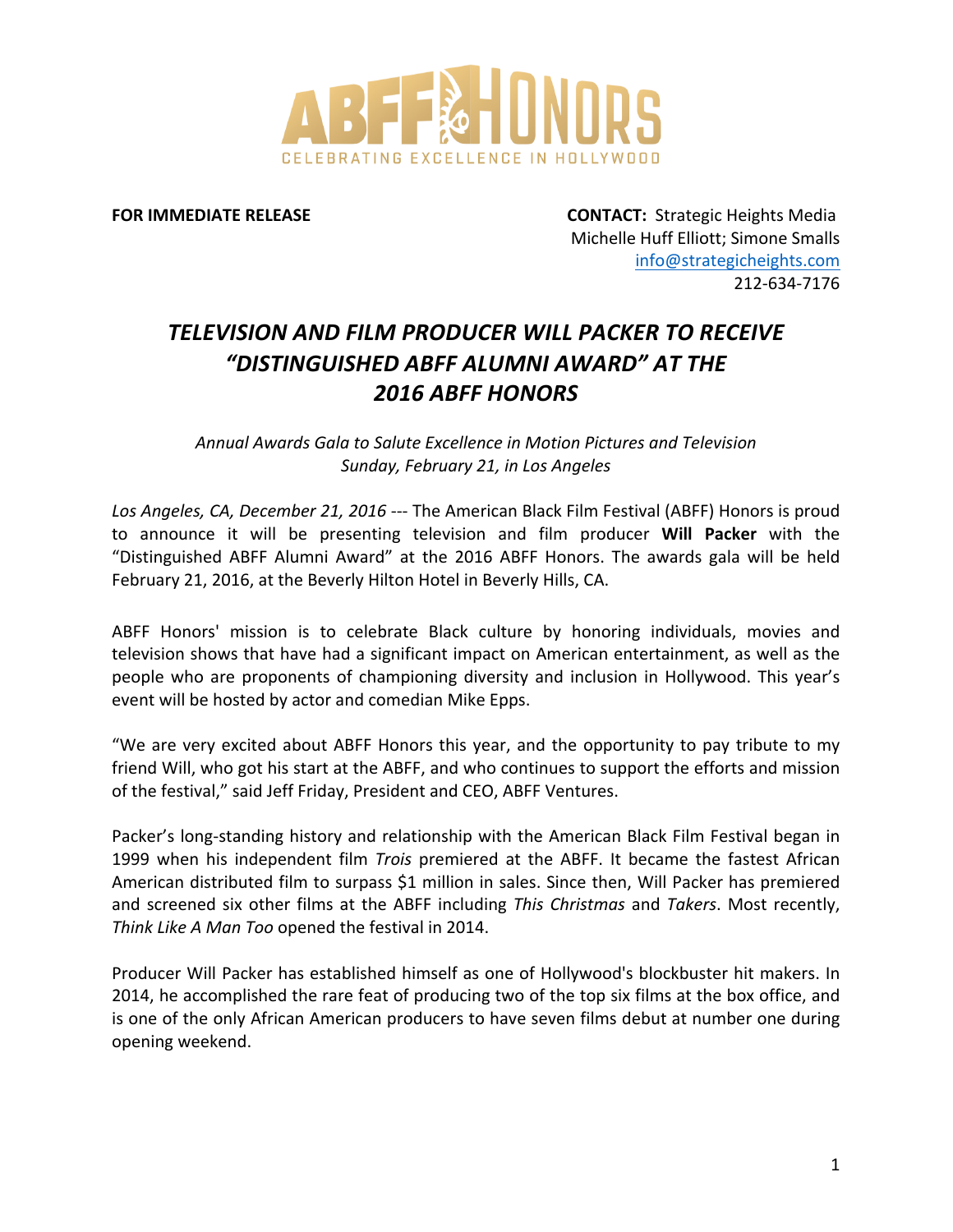# ABFF HONORS

CELEBRATING EXCELLENCE IN HOLLYWOOD

**FOR IMMEDIATE RELEASE**

**CONTACT:** Strategic Heights Media
Michelle Huff Elliott; Simone Smalls
info@strategicheights.com
212-634-7176

## *TELEVISION AND FILM PRODUCER WILL PACKER TO RECEIVE "DISTINGUISHED ABFF ALUMNI AWARD" AT THE 2016 ABFF HONORS*

*Annual Awards Gala to Salute Excellence in Motion Pictures and Television*
*Sunday, February 21, in Los Angeles*

*Los Angeles, CA, December 21, 2016* --- The American Black Film Festival (ABFF) Honors is proud to announce it will be presenting television and film producer **Will Packer** with the "Distinguished ABFF Alumni Award" at the 2016 ABFF Honors. The awards gala will be held February 21, 2016, at the Beverly Hilton Hotel in Beverly Hills, CA.

ABFF Honors' mission is to celebrate Black culture by honoring individuals, movies and television shows that have had a significant impact on American entertainment, as well as the people who are proponents of championing diversity and inclusion in Hollywood. This year's event will be hosted by actor and comedian Mike Epps.

"We are very excited about ABFF Honors this year, and the opportunity to pay tribute to my friend Will, who got his start at the ABFF, and who continues to support the efforts and mission of the festival," said Jeff Friday, President and CEO, ABFF Ventures.

Packer's long-standing history and relationship with the American Black Film Festival began in 1999 when his independent film *Trois* premiered at the ABFF. It became the fastest African American distributed film to surpass $1 million in sales. Since then, Will Packer has premiered and screened six other films at the ABFF including *This Christmas* and *Takers*. Most recently, *Think Like A Man Too* opened the festival in 2014.

Producer Will Packer has established himself as one of Hollywood's blockbuster hit makers. In 2014, he accomplished the rare feat of producing two of the top six films at the box office, and is one of the only African American producers to have seven films debut at number one during opening weekend.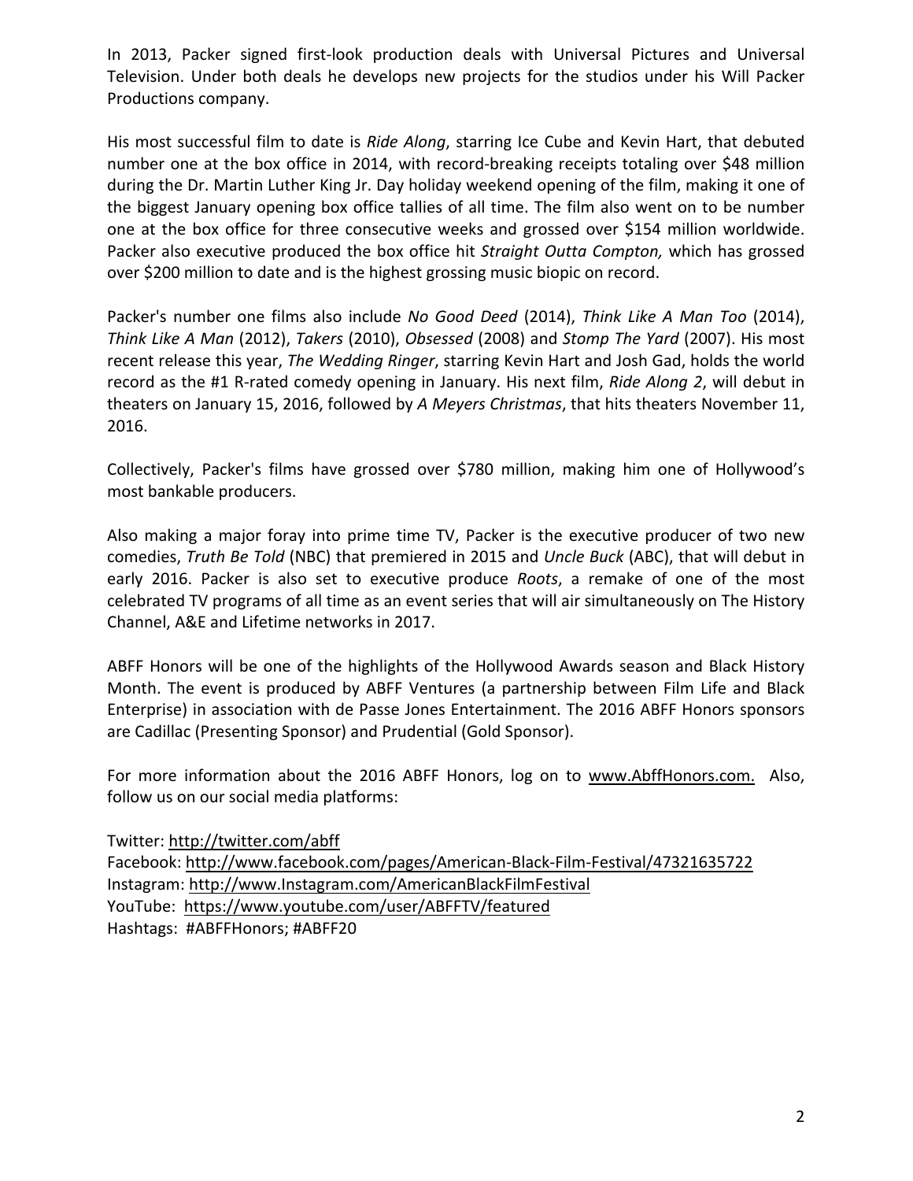In 2013, Packer signed first-look production deals with Universal Pictures and Universal Television. Under both deals he develops new projects for the studios under his Will Packer Productions company.

His most successful film to date is *Ride Along*, starring Ice Cube and Kevin Hart, that debuted number one at the box office in 2014, with record-breaking receipts totaling over $48 million during the Dr. Martin Luther King Jr. Day holiday weekend opening of the film, making it one of the biggest January opening box office tallies of all time. The film also went on to be number one at the box office for three consecutive weeks and grossed over $154 million worldwide. Packer also executive produced the box office hit *Straight Outta Compton,* which has grossed over $200 million to date and is the highest grossing music biopic on record.

Packer's number one films also include *No Good Deed* (2014), *Think Like A Man Too* (2014), *Think Like A Man* (2012), *Takers* (2010), *Obsessed* (2008) and *Stomp The Yard* (2007). His most recent release this year, *The Wedding Ringer*, starring Kevin Hart and Josh Gad, holds the world record as the #1 R-rated comedy opening in January. His next film, *Ride Along 2*, will debut in theaters on January 15, 2016, followed by *A Meyers Christmas*, that hits theaters November 11, 2016.

Collectively, Packer's films have grossed over $780 million, making him one of Hollywood's most bankable producers.

Also making a major foray into prime time TV, Packer is the executive producer of two new comedies, *Truth Be Told* (NBC) that premiered in 2015 and *Uncle Buck* (ABC), that will debut in early 2016. Packer is also set to executive produce *Roots*, a remake of one of the most celebrated TV programs of all time as an event series that will air simultaneously on The History Channel, A&E and Lifetime networks in 2017.

ABFF Honors will be one of the highlights of the Hollywood Awards season and Black History Month. The event is produced by ABFF Ventures (a partnership between Film Life and Black Enterprise) in association with de Passe Jones Entertainment. The 2016 ABFF Honors sponsors are Cadillac (Presenting Sponsor) and Prudential (Gold Sponsor).

For more information about the 2016 ABFF Honors, log on to www.AbffHonors.com. Also, follow us on our social media platforms:

Twitter: http://twitter.com/abff
Facebook: http://www.facebook.com/pages/American-Black-Film-Festival/47321635722
Instagram: http://www.Instagram.com/AmericanBlackFilmFestival
YouTube: https://www.youtube.com/user/ABFFTV/featured
Hashtags: #ABFFHonors; #ABFF20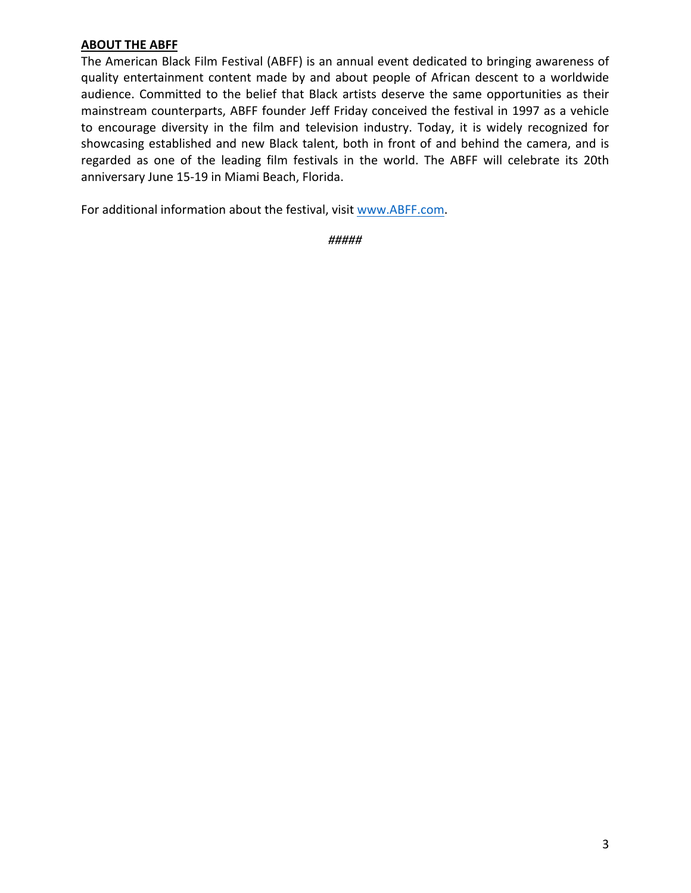**ABOUT THE ABFF**

The American Black Film Festival (ABFF) is an annual event dedicated to bringing awareness of quality entertainment content made by and about people of African descent to a worldwide audience. Committed to the belief that Black artists deserve the same opportunities as their mainstream counterparts, ABFF founder Jeff Friday conceived the festival in 1997 as a vehicle to encourage diversity in the film and television industry. Today, it is widely recognized for showcasing established and new Black talent, both in front of and behind the camera, and is regarded as one of the leading film festivals in the world. The ABFF will celebrate its 20th anniversary June 15-19 in Miami Beach, Florida.

For additional information about the festival, visit www.ABFF.com.

#####